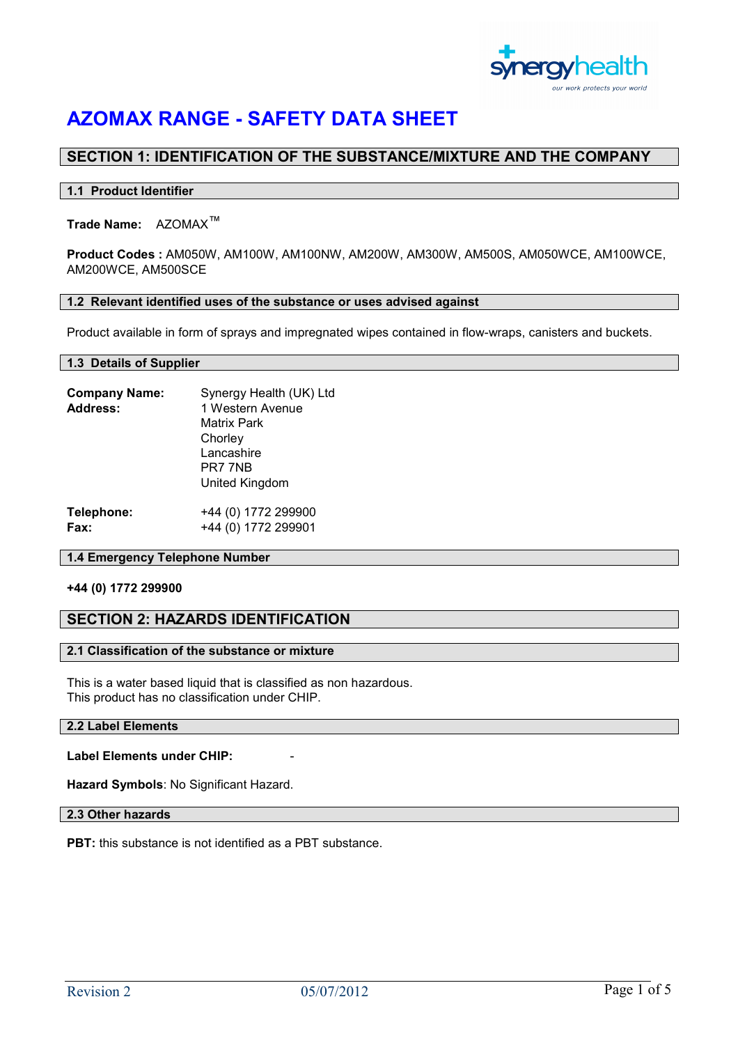# AZOMAX RANGE - SAFETY DATA SHEET

## SECTION 1: IDENTIFICATION OF THE SUBSTANCE/MIXTURE AND THE COMPANY

### 1.1 Product Identifier

**Trade Name:** AZOMAX™

**Product Codes :** AM050W, AM100W, AM100NW, AM200W, AM300W, AM500S, AM050WCE, AM100WCE, AM200WCE, AM500SCE

### 1.2 Relevant identified uses of the substance or uses advised against

Product available in form of sprays and impregnated wipes contained in flow-wraps, canisters and buckets.

### 1.3 Details of Supplier

**Company Name:** Synergy Health (UK) Ltd
**Address:** 1 Western Avenue
Matrix Park
Chorley
Lancashire
PR7 7NB
United Kingdom

**Telephone:** +44 (0) 1772 299900
**Fax:** +44 (0) 1772 299901

### 1.4 Emergency Telephone Number

**+44 (0) 1772 299900**

## SECTION 2: HAZARDS IDENTIFICATION

### 2.1 Classification of the substance or mixture

This is a water based liquid that is classified as non hazardous.
This product has no classification under CHIP.

### 2.2 Label Elements

**Label Elements under CHIP:** -

**Hazard Symbols**: No Significant Hazard.

### 2.3 Other hazards

**PBT:** this substance is not identified as a PBT substance.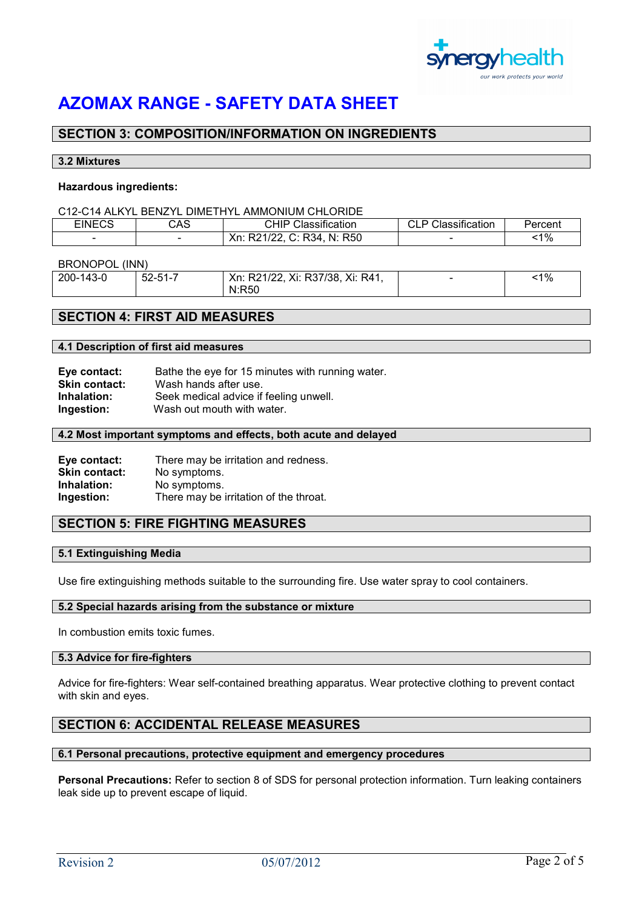# AZOMAX RANGE - SAFETY DATA SHEET

## SECTION 3: COMPOSITION/INFORMATION ON INGREDIENTS

### 3.2 Mixtures

**Hazardous ingredients:**

C12-C14 ALKYL BENZYL DIMETHYL AMMONIUM CHLORIDE

| EINECS | CAS | CHIP Classification | CLP Classification | Percent |
|---|---|---|---|---|
| - | - | Xn: R21/22, C: R34, N: R50 | - | <1% |

BRONOPOL (INN)

| EINECS | CAS | CHIP Classification | CLP Classification | Percent |
|---|---|---|---|---|
| 200-143-0 | 52-51-7 | Xn: R21/22, Xi: R37/38, Xi: R41, N:R50 | - | <1% |

## SECTION 4: FIRST AID MEASURES

### 4.1 Description of first aid measures

**Eye contact:** Bathe the eye for 15 minutes with running water.
**Skin contact:** Wash hands after use.
**Inhalation:** Seek medical advice if feeling unwell.
**Ingestion:** Wash out mouth with water.

### 4.2 Most important symptoms and effects, both acute and delayed

**Eye contact:** There may be irritation and redness.
**Skin contact:** No symptoms.
**Inhalation:** No symptoms.
**Ingestion:** There may be irritation of the throat.

## SECTION 5: FIRE FIGHTING MEASURES

### 5.1 Extinguishing Media

Use fire extinguishing methods suitable to the surrounding fire. Use water spray to cool containers.

### 5.2 Special hazards arising from the substance or mixture

In combustion emits toxic fumes.

### 5.3 Advice for fire-fighters

Advice for fire-fighters: Wear self-contained breathing apparatus. Wear protective clothing to prevent contact with skin and eyes.

## SECTION 6: ACCIDENTAL RELEASE MEASURES

### 6.1 Personal precautions, protective equipment and emergency procedures

**Personal Precautions:** Refer to section 8 of SDS for personal protection information. Turn leaking containers leak side up to prevent escape of liquid.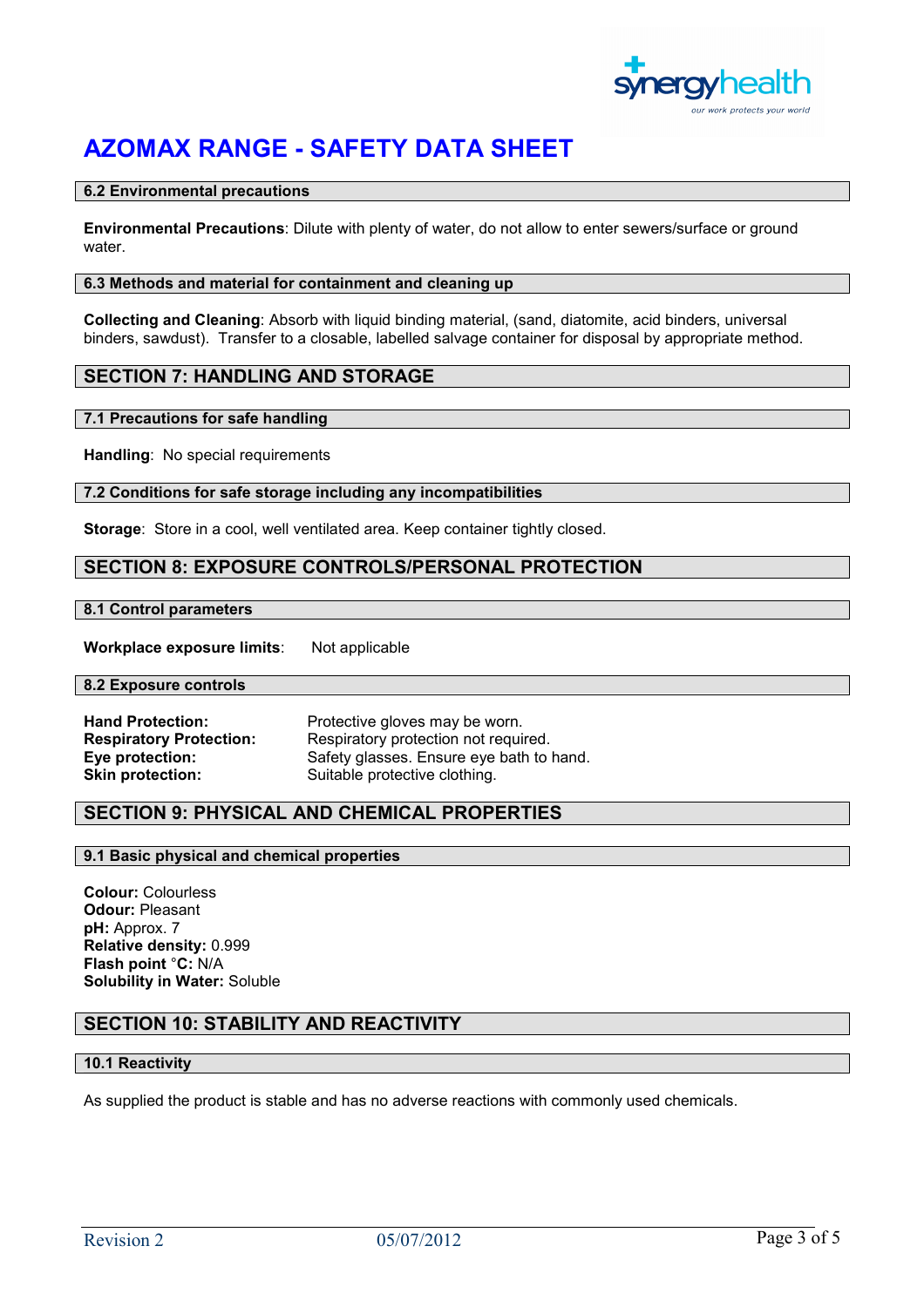# AZOMAX RANGE - SAFETY DATA SHEET

### 6.2 Environmental precautions

**Environmental Precautions**: Dilute with plenty of water, do not allow to enter sewers/surface or ground water.

### 6.3 Methods and material for containment and cleaning up

**Collecting and Cleaning**: Absorb with liquid binding material, (sand, diatomite, acid binders, universal binders, sawdust). Transfer to a closable, labelled salvage container for disposal by appropriate method.

## SECTION 7: HANDLING AND STORAGE

### 7.1 Precautions for safe handling

**Handling**: No special requirements

### 7.2 Conditions for safe storage including any incompatibilities

**Storage**: Store in a cool, well ventilated area. Keep container tightly closed.

## SECTION 8: EXPOSURE CONTROLS/PERSONAL PROTECTION

### 8.1 Control parameters

**Workplace exposure limits**: Not applicable

### 8.2 Exposure controls

**Hand Protection:** Protective gloves may be worn.
**Respiratory Protection:** Respiratory protection not required.
**Eye protection:** Safety glasses. Ensure eye bath to hand.
**Skin protection:** Suitable protective clothing.

## SECTION 9: PHYSICAL AND CHEMICAL PROPERTIES

### 9.1 Basic physical and chemical properties

**Colour:** Colourless
**Odour:** Pleasant
**pH:** Approx. 7
**Relative density:** 0.999
**Flash point °C:** N/A
**Solubility in Water:** Soluble

## SECTION 10: STABILITY AND REACTIVITY

### 10.1 Reactivity

As supplied the product is stable and has no adverse reactions with commonly used chemicals.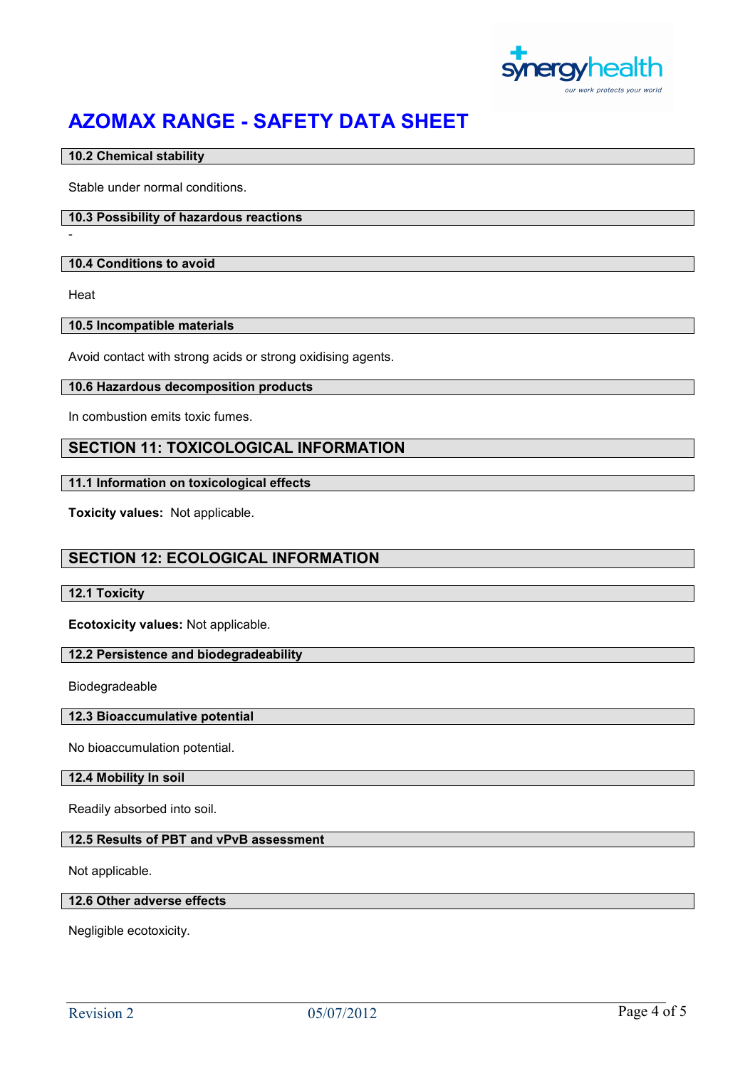### 10.2 Chemical stability

Stable under normal conditions.

### 10.3 Possibility of hazardous reactions

-

### 10.4 Conditions to avoid

Heat

### 10.5 Incompatible materials

Avoid contact with strong acids or strong oxidising agents.

### 10.6 Hazardous decomposition products

In combustion emits toxic fumes.

## SECTION 11: TOXICOLOGICAL INFORMATION

### 11.1 Information on toxicological effects

**Toxicity values:** Not applicable.

## SECTION 12: ECOLOGICAL INFORMATION

### 12.1 Toxicity

**Ecotoxicity values:** Not applicable.

### 12.2 Persistence and biodegradeability

Biodegradeable

### 12.3 Bioaccumulative potential

No bioaccumulation potential.

### 12.4 Mobility In soil

Readily absorbed into soil.

### 12.5 Results of PBT and vPvB assessment

Not applicable.

### 12.6 Other adverse effects

Negligible ecotoxicity.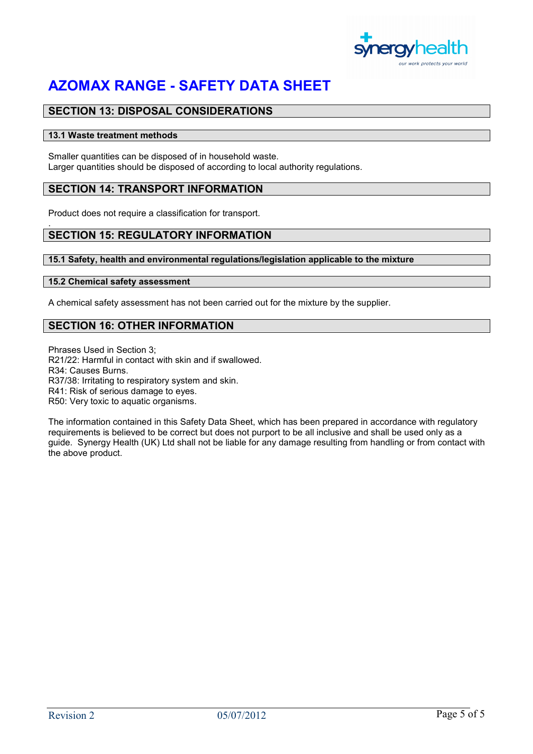# AZOMAX RANGE - SAFETY DATA SHEET

## SECTION 13: DISPOSAL CONSIDERATIONS

### 13.1 Waste treatment methods

Smaller quantities can be disposed of in household waste.
Larger quantities should be disposed of according to local authority regulations.

## SECTION 14: TRANSPORT INFORMATION

Product does not require a classification for transport.

## SECTION 15: REGULATORY INFORMATION

### 15.1 Safety, health and environmental regulations/legislation applicable to the mixture

### 15.2 Chemical safety assessment

A chemical safety assessment has not been carried out for the mixture by the supplier.

## SECTION 16: OTHER INFORMATION

Phrases Used in Section 3;
R21/22: Harmful in contact with skin and if swallowed.
R34: Causes Burns.
R37/38: Irritating to respiratory system and skin.
R41: Risk of serious damage to eyes.
R50: Very toxic to aquatic organisms.

The information contained in this Safety Data Sheet, which has been prepared in accordance with regulatory requirements is believed to be correct but does not purport to be all inclusive and shall be used only as a guide. Synergy Health (UK) Ltd shall not be liable for any damage resulting from handling or from contact with the above product.

Revision 2 05/07/2012